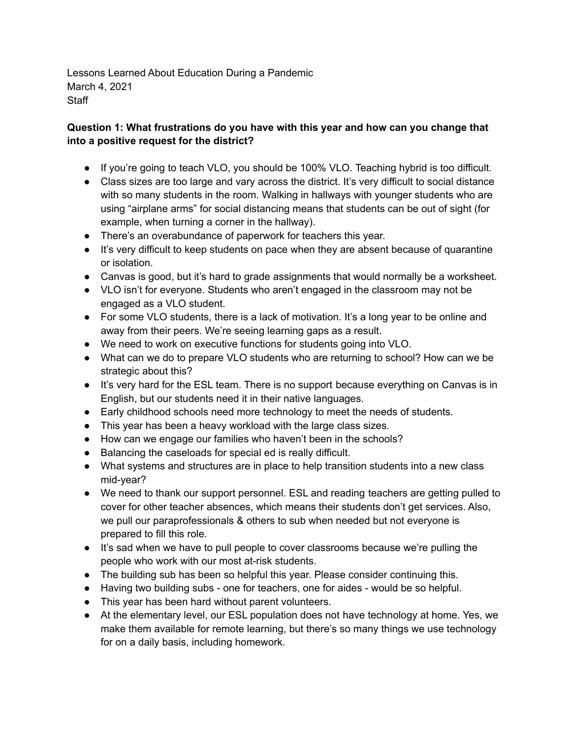Lessons Learned About Education During a Pandemic
March 4, 2021
Staff

**Question 1: What frustrations do you have with this year and how can you change that into a positive request for the district?**

- If you're going to teach VLO, you should be 100% VLO. Teaching hybrid is too difficult.
- Class sizes are too large and vary across the district. It's very difficult to social distance with so many students in the room. Walking in hallways with younger students who are using "airplane arms" for social distancing means that students can be out of sight (for example, when turning a corner in the hallway).
- There's an overabundance of paperwork for teachers this year.
- It's very difficult to keep students on pace when they are absent because of quarantine or isolation.
- Canvas is good, but it's hard to grade assignments that would normally be a worksheet.
- VLO isn't for everyone. Students who aren't engaged in the classroom may not be engaged as a VLO student.
- For some VLO students, there is a lack of motivation. It's a long year to be online and away from their peers. We're seeing learning gaps as a result.
- We need to work on executive functions for students going into VLO.
- What can we do to prepare VLO students who are returning to school? How can we be strategic about this?
- It's very hard for the ESL team. There is no support because everything on Canvas is in English, but our students need it in their native languages.
- Early childhood schools need more technology to meet the needs of students.
- This year has been a heavy workload with the large class sizes.
- How can we engage our families who haven't been in the schools?
- Balancing the caseloads for special ed is really difficult.
- What systems and structures are in place to help transition students into a new class mid-year?
- We need to thank our support personnel. ESL and reading teachers are getting pulled to cover for other teacher absences, which means their students don't get services. Also, we pull our paraprofessionals & others to sub when needed but not everyone is prepared to fill this role.
- It's sad when we have to pull people to cover classrooms because we're pulling the people who work with our most at-risk students.
- The building sub has been so helpful this year. Please consider continuing this.
- Having two building subs - one for teachers, one for aides - would be so helpful.
- This year has been hard without parent volunteers.
- At the elementary level, our ESL population does not have technology at home. Yes, we make them available for remote learning, but there's so many things we use technology for on a daily basis, including homework.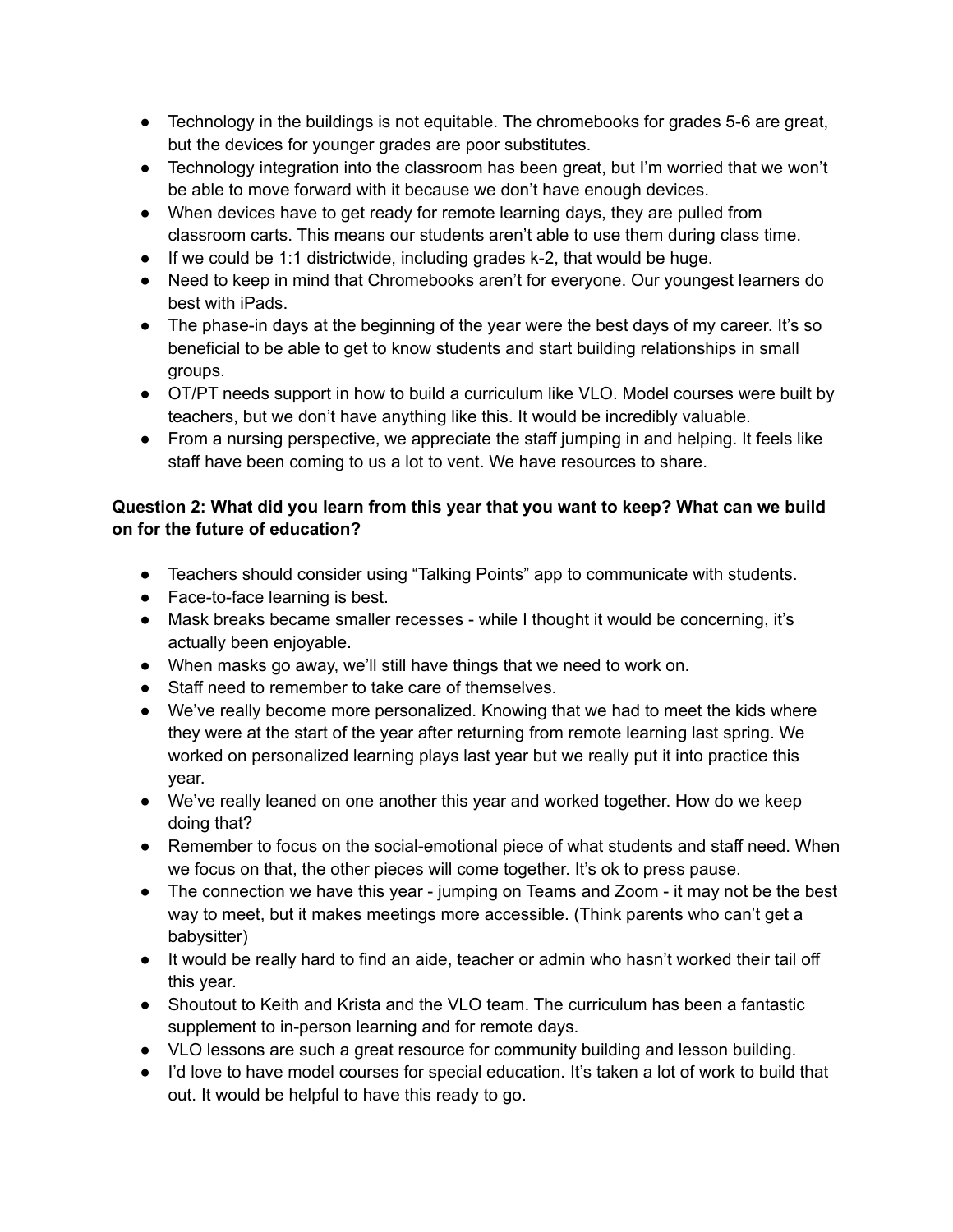- Technology in the buildings is not equitable. The chromebooks for grades 5-6 are great, but the devices for younger grades are poor substitutes.
- Technology integration into the classroom has been great, but I'm worried that we won't be able to move forward with it because we don't have enough devices.
- When devices have to get ready for remote learning days, they are pulled from classroom carts. This means our students aren't able to use them during class time.
- If we could be 1:1 districtwide, including grades k-2, that would be huge.
- Need to keep in mind that Chromebooks aren't for everyone. Our youngest learners do best with iPads.
- The phase-in days at the beginning of the year were the best days of my career. It's so beneficial to be able to get to know students and start building relationships in small groups.
- OT/PT needs support in how to build a curriculum like VLO. Model courses were built by teachers, but we don't have anything like this. It would be incredibly valuable.
- From a nursing perspective, we appreciate the staff jumping in and helping. It feels like staff have been coming to us a lot to vent. We have resources to share.

**Question 2: What did you learn from this year that you want to keep? What can we build on for the future of education?**

- Teachers should consider using "Talking Points" app to communicate with students.
- Face-to-face learning is best.
- Mask breaks became smaller recesses - while I thought it would be concerning, it's actually been enjoyable.
- When masks go away, we'll still have things that we need to work on.
- Staff need to remember to take care of themselves.
- We've really become more personalized. Knowing that we had to meet the kids where they were at the start of the year after returning from remote learning last spring. We worked on personalized learning plays last year but we really put it into practice this year.
- We've really leaned on one another this year and worked together. How do we keep doing that?
- Remember to focus on the social-emotional piece of what students and staff need. When we focus on that, the other pieces will come together. It's ok to press pause.
- The connection we have this year - jumping on Teams and Zoom - it may not be the best way to meet, but it makes meetings more accessible. (Think parents who can't get a babysitter)
- It would be really hard to find an aide, teacher or admin who hasn't worked their tail off this year.
- Shoutout to Keith and Krista and the VLO team. The curriculum has been a fantastic supplement to in-person learning and for remote days.
- VLO lessons are such a great resource for community building and lesson building.
- I'd love to have model courses for special education. It's taken a lot of work to build that out. It would be helpful to have this ready to go.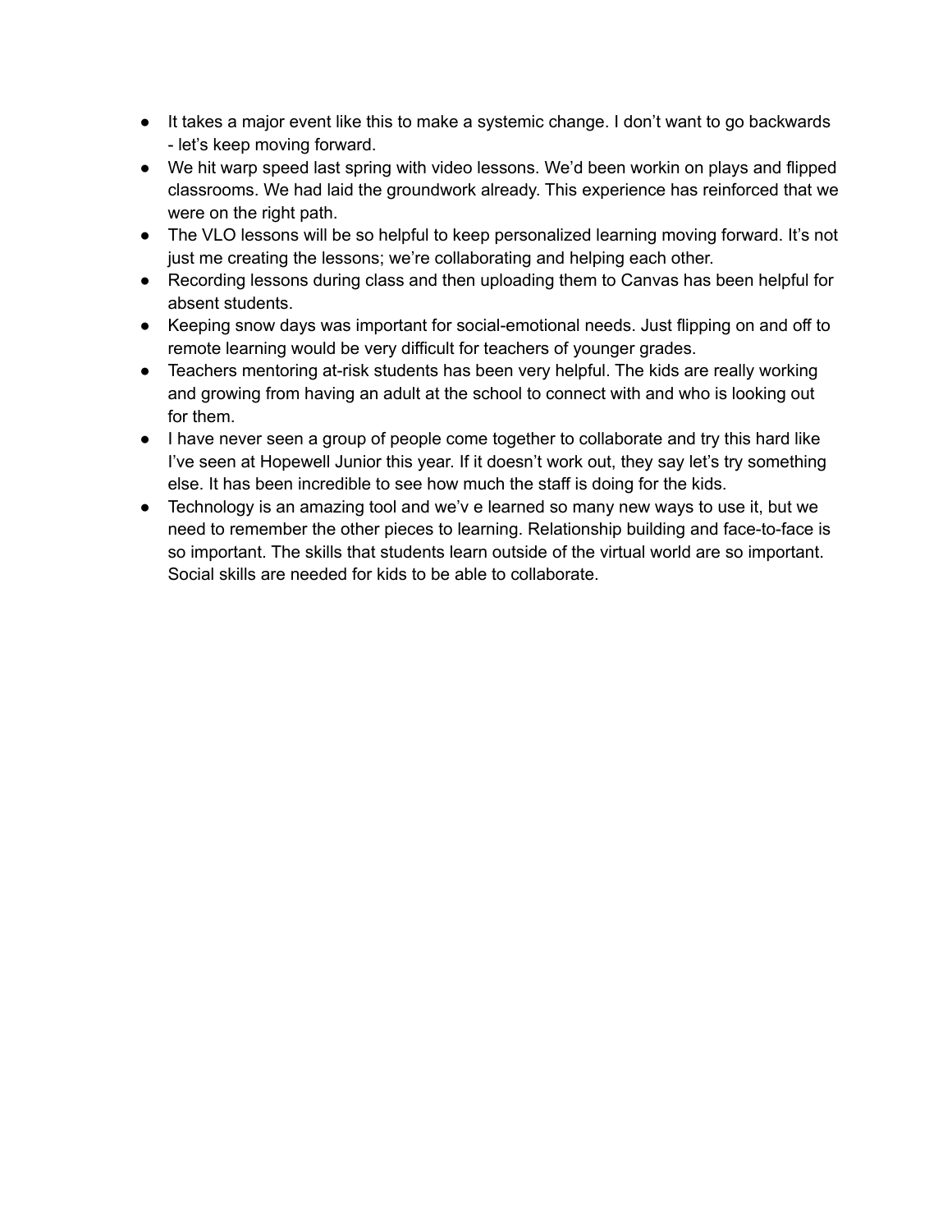- It takes a major event like this to make a systemic change. I don't want to go backwards - let's keep moving forward.
- We hit warp speed last spring with video lessons. We'd been workin on plays and flipped classrooms. We had laid the groundwork already. This experience has reinforced that we were on the right path.
- The VLO lessons will be so helpful to keep personalized learning moving forward. It's not just me creating the lessons; we're collaborating and helping each other.
- Recording lessons during class and then uploading them to Canvas has been helpful for absent students.
- Keeping snow days was important for social-emotional needs. Just flipping on and off to remote learning would be very difficult for teachers of younger grades.
- Teachers mentoring at-risk students has been very helpful. The kids are really working and growing from having an adult at the school to connect with and who is looking out for them.
- I have never seen a group of people come together to collaborate and try this hard like I've seen at Hopewell Junior this year. If it doesn't work out, they say let's try something else. It has been incredible to see how much the staff is doing for the kids.
- Technology is an amazing tool and we'v e learned so many new ways to use it, but we need to remember the other pieces to learning. Relationship building and face-to-face is so important. The skills that students learn outside of the virtual world are so important. Social skills are needed for kids to be able to collaborate.